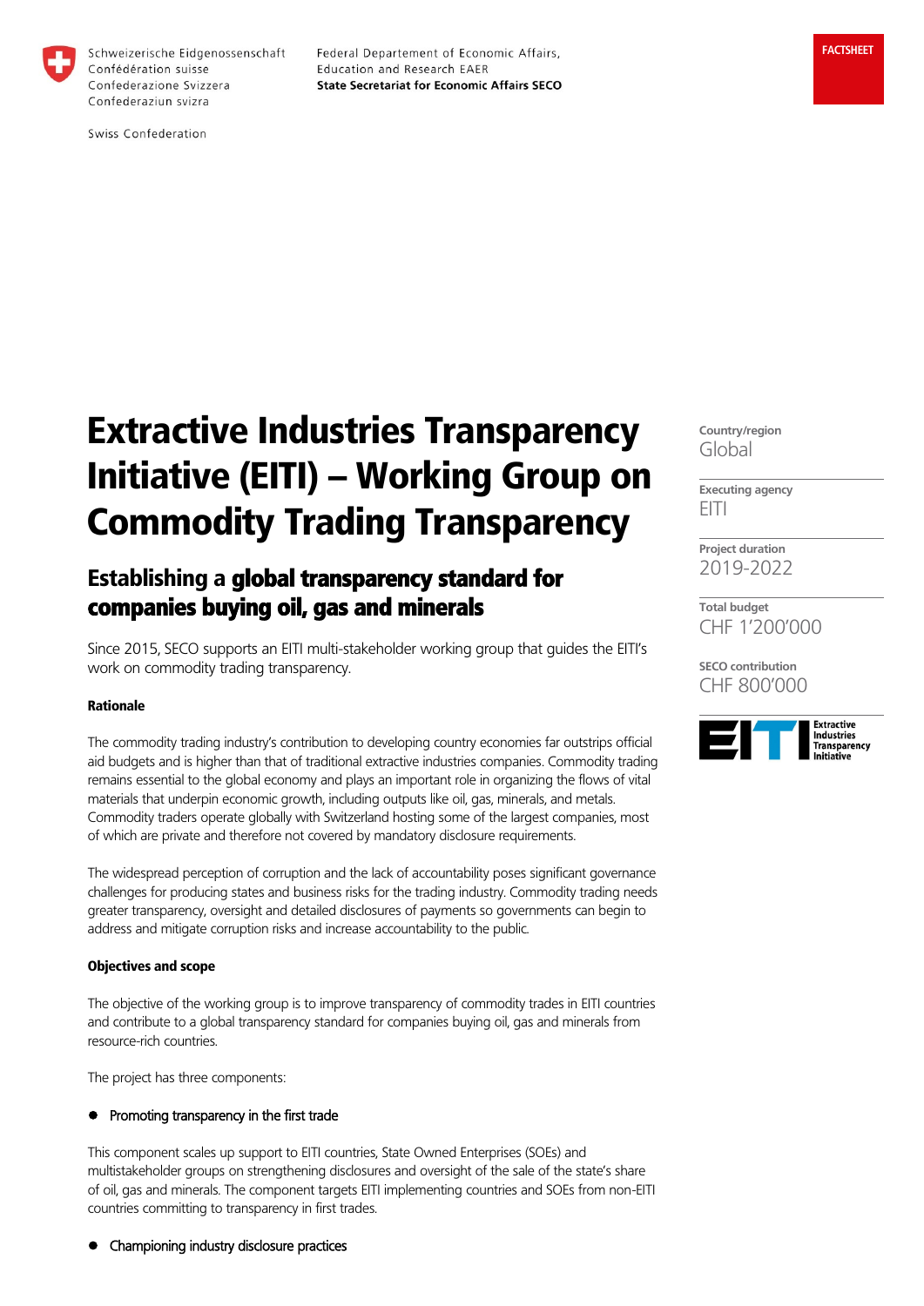Schweizerische Eidgenossenschaft
Confédération suisse
Confederazione Svizzera
Confederaziun svizra

Swiss Confederation

Federal Departement of Economic Affairs,
Education and Research EAER
**State Secretariat for Economic Affairs SECO**

**FACTSHEET**

# Extractive Industries Transparency Initiative (EITI) – Working Group on Commodity Trading Transparency

## Establishing a global transparency standard for companies buying oil, gas and minerals

**Country/region**
Global

**Executing agency**
EITI

**Project duration**
2019-2022

**Total budget**
CHF 1'200'000

**SECO contribution**
CHF 800'000

Since 2015, SECO supports an EITI multi-stakeholder working group that guides the EITI's work on commodity trading transparency.

#### Rationale

The commodity trading industry's contribution to developing country economies far outstrips official aid budgets and is higher than that of traditional extractive industries companies. Commodity trading remains essential to the global economy and plays an important role in organizing the flows of vital materials that underpin economic growth, including outputs like oil, gas, minerals, and metals. Commodity traders operate globally with Switzerland hosting some of the largest companies, most of which are private and therefore not covered by mandatory disclosure requirements.

The widespread perception of corruption and the lack of accountability poses significant governance challenges for producing states and business risks for the trading industry. Commodity trading needs greater transparency, oversight and detailed disclosures of payments so governments can begin to address and mitigate corruption risks and increase accountability to the public.

#### Objectives and scope

The objective of the working group is to improve transparency of commodity trades in EITI countries and contribute to a global transparency standard for companies buying oil, gas and minerals from resource-rich countries.

The project has three components:

- Promoting transparency in the first trade

This component scales up support to EITI countries, State Owned Enterprises (SOEs) and multistakeholder groups on strengthening disclosures and oversight of the sale of the state's share of oil, gas and minerals. The component targets EITI implementing countries and SOEs from non-EITI countries committing to transparency in first trades.

- Championing industry disclosure practices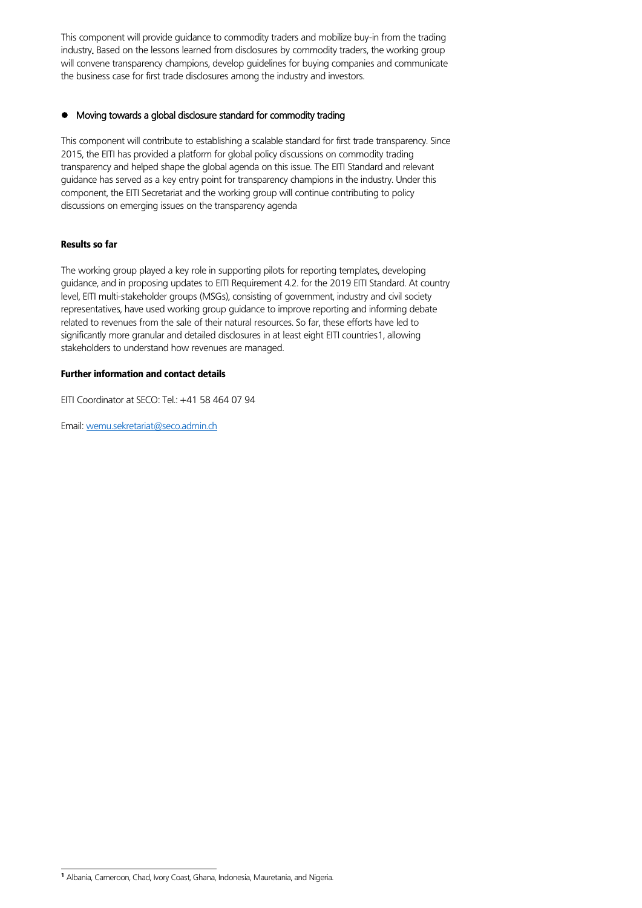This component will provide guidance to commodity traders and mobilize buy-in from the trading industry. Based on the lessons learned from disclosures by commodity traders, the working group will convene transparency champions, develop guidelines for buying companies and communicate the business case for first trade disclosures among the industry and investors.

- Moving towards a global disclosure standard for commodity trading

This component will contribute to establishing a scalable standard for first trade transparency. Since 2015, the EITI has provided a platform for global policy discussions on commodity trading transparency and helped shape the global agenda on this issue. The EITI Standard and relevant guidance has served as a key entry point for transparency champions in the industry. Under this component, the EITI Secretariat and the working group will continue contributing to policy discussions on emerging issues on the transparency agenda

**Results so far**

The working group played a key role in supporting pilots for reporting templates, developing guidance, and in proposing updates to EITI Requirement 4.2. for the 2019 EITI Standard. At country level, EITI multi-stakeholder groups (MSGs), consisting of government, industry and civil society representatives, have used working group guidance to improve reporting and informing debate related to revenues from the sale of their natural resources. So far, these efforts have led to significantly more granular and detailed disclosures in at least eight EITI countries[1], allowing stakeholders to understand how revenues are managed.

**Further information and contact details**

EITI Coordinator at SECO: Tel.: +41 58 464 07 94

Email: [wemu.sekretariat@seco.admin.ch](mailto:wemu.sekretariat@seco.admin.ch)

[1] Albania, Cameroon, Chad, Ivory Coast, Ghana, Indonesia, Mauretania, and Nigeria.